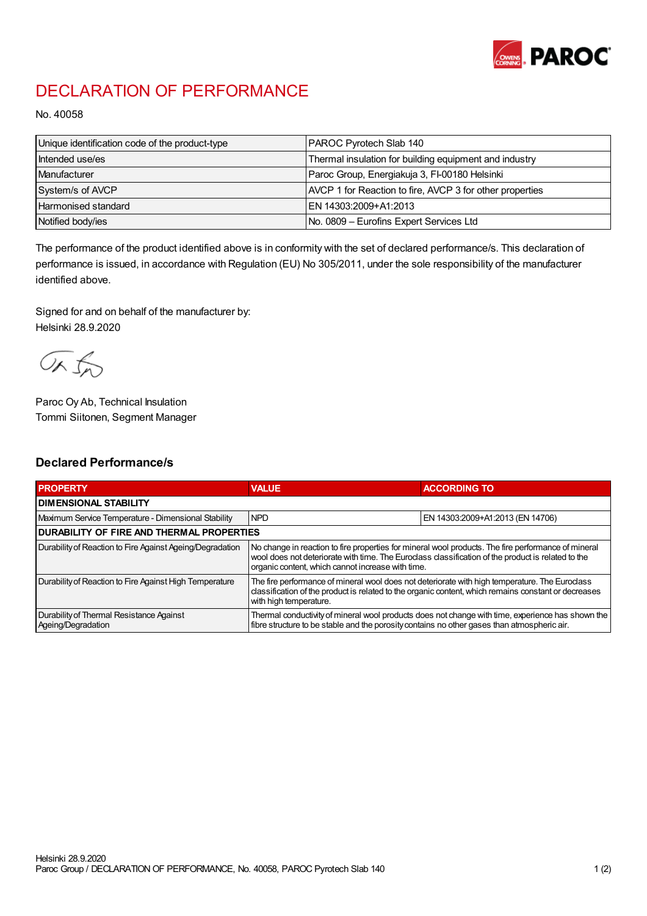# DECLARATION OF PERFORMANCE

No. 40058

| Unique identification code of the product-type | PAROC Pyrotech Slab 140 |
|---|---|
| Intended use/es | Thermal insulation for building equipment and industry |
| Manufacturer | Paroc Group, Energiakuja 3, FI-00180 Helsinki |
| System/s of AVCP | AVCP 1 for Reaction to fire, AVCP 3 for other properties |
| Harmonised standard | EN 14303:2009+A1:2013 |
| Notified body/ies | No. 0809 – Eurofins Expert Services Ltd |

The performance of the product identified above is in conformity with the set of declared performance/s. This declaration of performance is issued, in accordance with Regulation (EU) No 305/2011, under the sole responsibility of the manufacturer identified above.

Signed for and on behalf of the manufacturer by:
Helsinki 28.9.2020

Paroc Oy Ab, Technical Insulation
Tommi Siitonen, Segment Manager

## Declared Performance/s

| PROPERTY | VALUE | ACCORDING TO |
|---|---|---|
| **DIMENSIONAL STABILITY** | | |
| Maximum Service Temperature - Dimensional Stability | NPD | EN 14303:2009+A1:2013 (EN 14706) |
| **DURABILITY OF FIRE AND THERMAL PROPERTIES** | | |
| Durability of Reaction to Fire Against Ageing/Degradation | No change in reaction to fire properties for mineral wool products. The fire performance of mineral wool does not deteriorate with time. The Euroclass classification of the product is related to the organic content, which cannot increase with time. | |
| Durability of Reaction to Fire Against High Temperature | The fire performance of mineral wool does not deteriorate with high temperature. The Euroclass classification of the product is related to the organic content, which remains constant or decreases with high temperature. | |
| Durability of Thermal Resistance Against Ageing/Degradation | Thermal conductivity of mineral wool products does not change with time, experience has shown the fibre structure to be stable and the porosity contains no other gases than atmospheric air. | |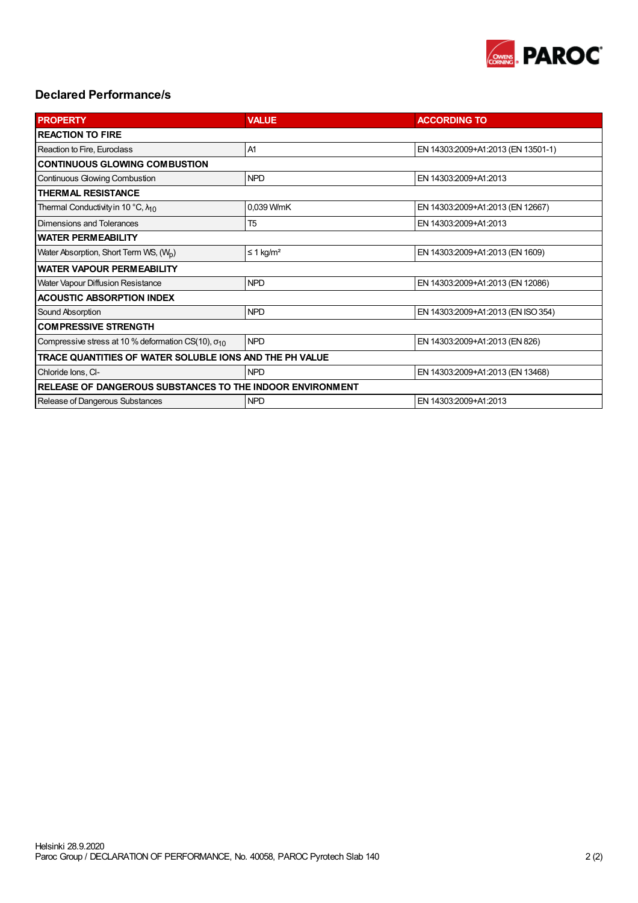## Declared Performance/s

| PROPERTY | VALUE | ACCORDING TO |
|---|---|---|
| **REACTION TO FIRE** | | |
| Reaction to Fire, Euroclass | A1 | EN 14303:2009+A1:2013 (EN 13501-1) |
| **CONTINUOUS GLOWING COMBUSTION** | | |
| Continuous Glowing Combustion | NPD | EN 14303:2009+A1:2013 |
| **THERMAL RESISTANCE** | | |
| Thermal Conductivity in 10 °C, $\lambda_{10}$ | 0,039 W/mK | EN 14303:2009+A1:2013 (EN 12667) |
| Dimensions and Tolerances | T5 | EN 14303:2009+A1:2013 |
| **WATER PERMEABILITY** | | |
| Water Absorption, Short Term WS, ($W_p$) | ≤ 1 kg/m² | EN 14303:2009+A1:2013 (EN 1609) |
| **WATER VAPOUR PERMEABILITY** | | |
| Water Vapour Diffusion Resistance | NPD | EN 14303:2009+A1:2013 (EN 12086) |
| **ACOUSTIC ABSORPTION INDEX** | | |
| Sound Absorption | NPD | EN 14303:2009+A1:2013 (EN ISO 354) |
| **COMPRESSIVE STRENGTH** | | |
| Compressive stress at 10 % deformation CS(10), $\sigma_{10}$ | NPD | EN 14303:2009+A1:2013 (EN 826) |
| **TRACE QUANTITIES OF WATER SOLUBLE IONS AND THE PH VALUE** | | |
| Chloride Ions, Cl- | NPD | EN 14303:2009+A1:2013 (EN 13468) |
| **RELEASE OF DANGEROUS SUBSTANCES TO THE INDOOR ENVIRONMENT** | | |
| Release of Dangerous Substances | NPD | EN 14303:2009+A1:2013 |

Helsinki 28.9.2020
Paroc Group / DECLARATION OF PERFORMANCE, No. 40058, PAROC Pyrotech Slab 140